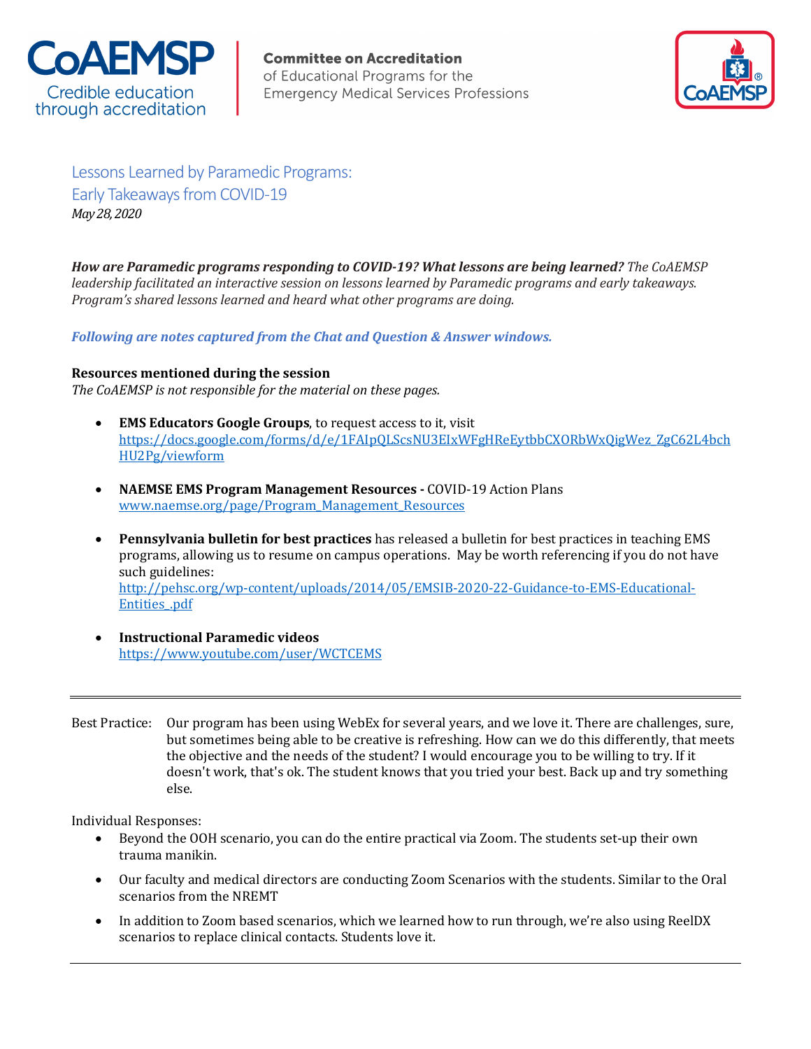CoAEMSP
Credible education through accreditation

**Committee on Accreditation**
of Educational Programs for the
Emergency Medical Services Professions

# Lessons Learned by Paramedic Programs: Early Takeaways from COVID-19

*May 28, 2020*

***How are Paramedic programs responding to COVID-19? What lessons are being learned?*** *The CoAEMSP leadership facilitated an interactive session on lessons learned by Paramedic programs and early takeaways. Program's shared lessons learned and heard what other programs are doing.*

***Following are notes captured from the Chat and Question & Answer windows.***

**Resources mentioned during the session**
*The CoAEMSP is not responsible for the material on these pages.*

- **EMS Educators Google Groups**, to request access to it, visit https://docs.google.com/forms/d/e/1FAIpQLScsNU3EIxWFgHReEytbbCXORbWxQigWez_ZgC62L4bchHU2Pg/viewform
- **NAEMSE EMS Program Management Resources -** COVID-19 Action Plans www.naemse.org/page/Program_Management_Resources
- **Pennsylvania bulletin for best practices** has released a bulletin for best practices in teaching EMS programs, allowing us to resume on campus operations. May be worth referencing if you do not have such guidelines: http://pehsc.org/wp-content/uploads/2014/05/EMSIB-2020-22-Guidance-to-EMS-Educational-Entities_.pdf
- **Instructional Paramedic videos** https://www.youtube.com/user/WCTCEMS

---

Best Practice: Our program has been using WebEx for several years, and we love it. There are challenges, sure, but sometimes being able to be creative is refreshing. How can we do this differently, that meets the objective and the needs of the student? I would encourage you to be willing to try. If it doesn't work, that's ok. The student knows that you tried your best. Back up and try something else.

Individual Responses:

- Beyond the OOH scenario, you can do the entire practical via Zoom. The students set-up their own trauma manikin.
- Our faculty and medical directors are conducting Zoom Scenarios with the students. Similar to the Oral scenarios from the NREMT
- In addition to Zoom based scenarios, which we learned how to run through, we're also using ReelDX scenarios to replace clinical contacts. Students love it.

---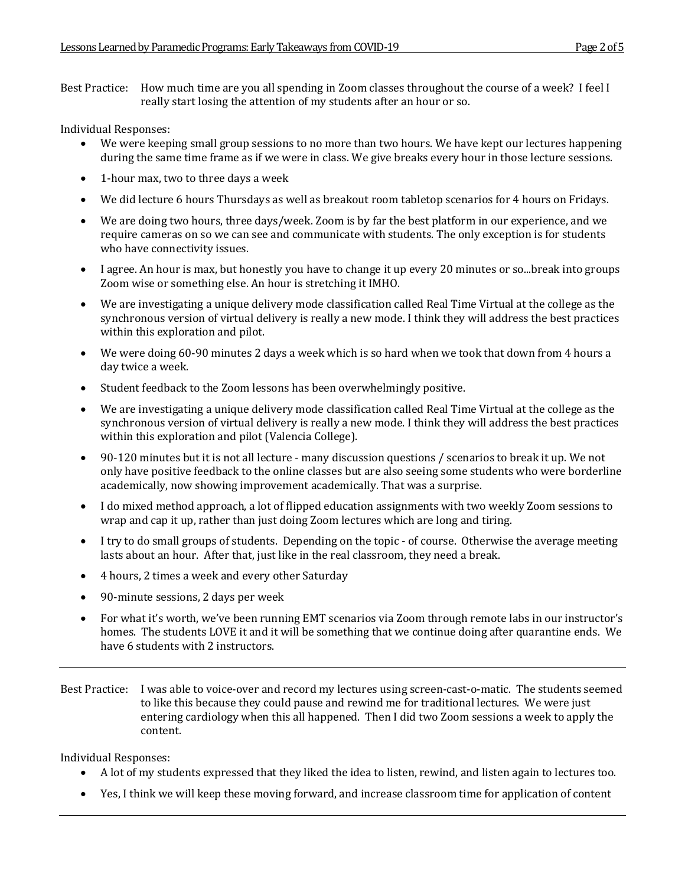Best Practice: How much time are you all spending in Zoom classes throughout the course of a week? I feel I really start losing the attention of my students after an hour or so.

Individual Responses:

- We were keeping small group sessions to no more than two hours. We have kept our lectures happening during the same time frame as if we were in class. We give breaks every hour in those lecture sessions.
- 1-hour max, two to three days a week
- We did lecture 6 hours Thursdays as well as breakout room tabletop scenarios for 4 hours on Fridays.
- We are doing two hours, three days/week. Zoom is by far the best platform in our experience, and we require cameras on so we can see and communicate with students. The only exception is for students who have connectivity issues.
- I agree. An hour is max, but honestly you have to change it up every 20 minutes or so...break into groups Zoom wise or something else. An hour is stretching it IMHO.
- We are investigating a unique delivery mode classification called Real Time Virtual at the college as the synchronous version of virtual delivery is really a new mode. I think they will address the best practices within this exploration and pilot.
- We were doing 60-90 minutes 2 days a week which is so hard when we took that down from 4 hours a day twice a week.
- Student feedback to the Zoom lessons has been overwhelmingly positive.
- We are investigating a unique delivery mode classification called Real Time Virtual at the college as the synchronous version of virtual delivery is really a new mode. I think they will address the best practices within this exploration and pilot (Valencia College).
- 90-120 minutes but it is not all lecture - many discussion questions / scenarios to break it up. We not only have positive feedback to the online classes but are also seeing some students who were borderline academically, now showing improvement academically. That was a surprise.
- I do mixed method approach, a lot of flipped education assignments with two weekly Zoom sessions to wrap and cap it up, rather than just doing Zoom lectures which are long and tiring.
- I try to do small groups of students. Depending on the topic - of course. Otherwise the average meeting lasts about an hour. After that, just like in the real classroom, they need a break.
- 4 hours, 2 times a week and every other Saturday
- 90-minute sessions, 2 days per week
- For what it's worth, we've been running EMT scenarios via Zoom through remote labs in our instructor's homes. The students LOVE it and it will be something that we continue doing after quarantine ends. We have 6 students with 2 instructors.

---

Best Practice: I was able to voice-over and record my lectures using screen-cast-o-matic. The students seemed to like this because they could pause and rewind me for traditional lectures. We were just entering cardiology when this all happened. Then I did two Zoom sessions a week to apply the content.

Individual Responses:

- A lot of my students expressed that they liked the idea to listen, rewind, and listen again to lectures too.
- Yes, I think we will keep these moving forward, and increase classroom time for application of content

---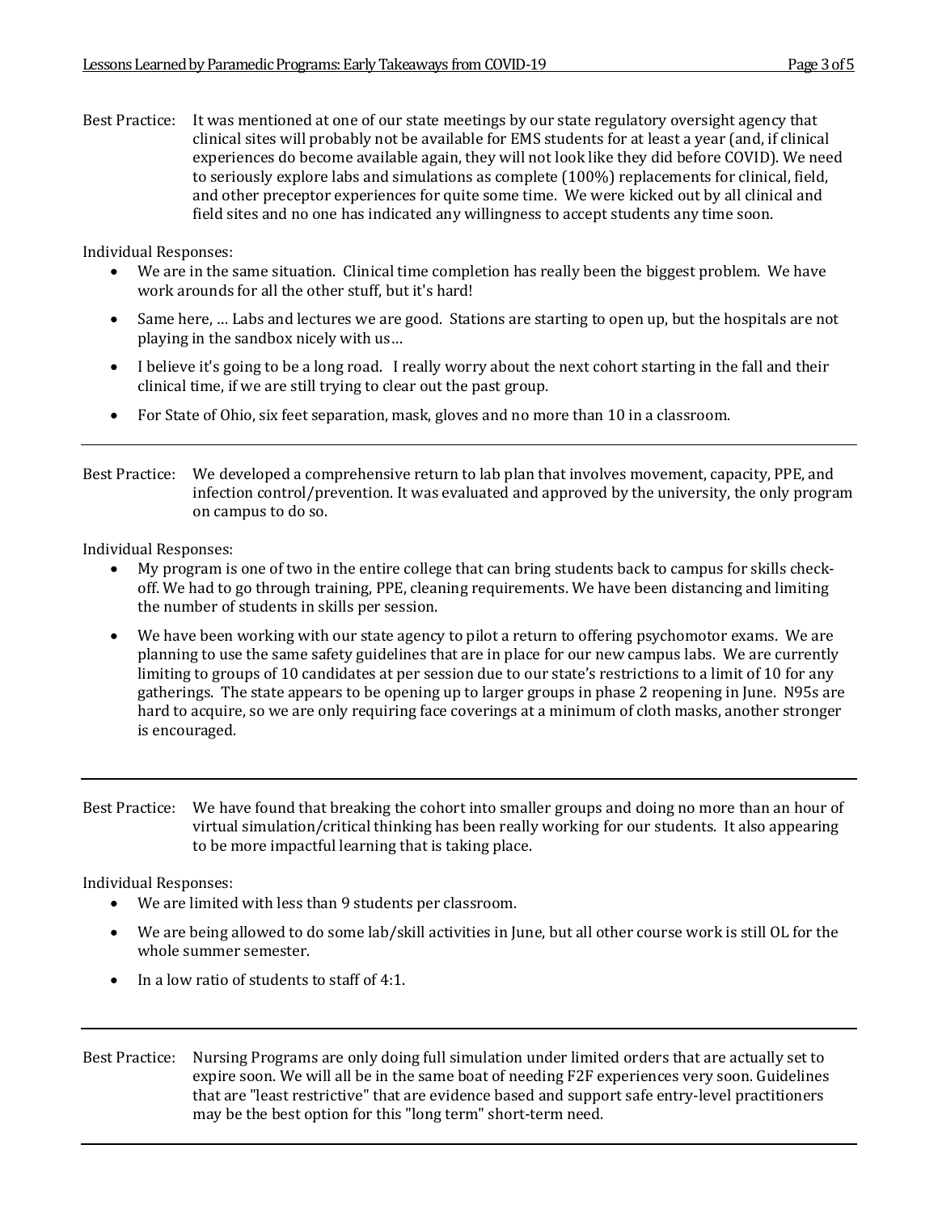Best Practice: It was mentioned at one of our state meetings by our state regulatory oversight agency that clinical sites will probably not be available for EMS students for at least a year (and, if clinical experiences do become available again, they will not look like they did before COVID). We need to seriously explore labs and simulations as complete (100%) replacements for clinical, field, and other preceptor experiences for quite some time. We were kicked out by all clinical and field sites and no one has indicated any willingness to accept students any time soon.

Individual Responses:

- We are in the same situation. Clinical time completion has really been the biggest problem. We have work arounds for all the other stuff, but it's hard!
- Same here, … Labs and lectures we are good. Stations are starting to open up, but the hospitals are not playing in the sandbox nicely with us…
- I believe it's going to be a long road. I really worry about the next cohort starting in the fall and their clinical time, if we are still trying to clear out the past group.
- For State of Ohio, six feet separation, mask, gloves and no more than 10 in a classroom.

---

Best Practice: We developed a comprehensive return to lab plan that involves movement, capacity, PPE, and infection control/prevention. It was evaluated and approved by the university, the only program on campus to do so.

Individual Responses:

- My program is one of two in the entire college that can bring students back to campus for skills check-off. We had to go through training, PPE, cleaning requirements. We have been distancing and limiting the number of students in skills per session.
- We have been working with our state agency to pilot a return to offering psychomotor exams. We are planning to use the same safety guidelines that are in place for our new campus labs. We are currently limiting to groups of 10 candidates at per session due to our state's restrictions to a limit of 10 for any gatherings. The state appears to be opening up to larger groups in phase 2 reopening in June. N95s are hard to acquire, so we are only requiring face coverings at a minimum of cloth masks, another stronger is encouraged.

---

Best Practice: We have found that breaking the cohort into smaller groups and doing no more than an hour of virtual simulation/critical thinking has been really working for our students. It also appearing to be more impactful learning that is taking place.

Individual Responses:

- We are limited with less than 9 students per classroom.
- We are being allowed to do some lab/skill activities in June, but all other course work is still OL for the whole summer semester.
- In a low ratio of students to staff of 4:1.

---

Best Practice: Nursing Programs are only doing full simulation under limited orders that are actually set to expire soon. We will all be in the same boat of needing F2F experiences very soon. Guidelines that are "least restrictive" that are evidence based and support safe entry-level practitioners may be the best option for this "long term" short-term need.

---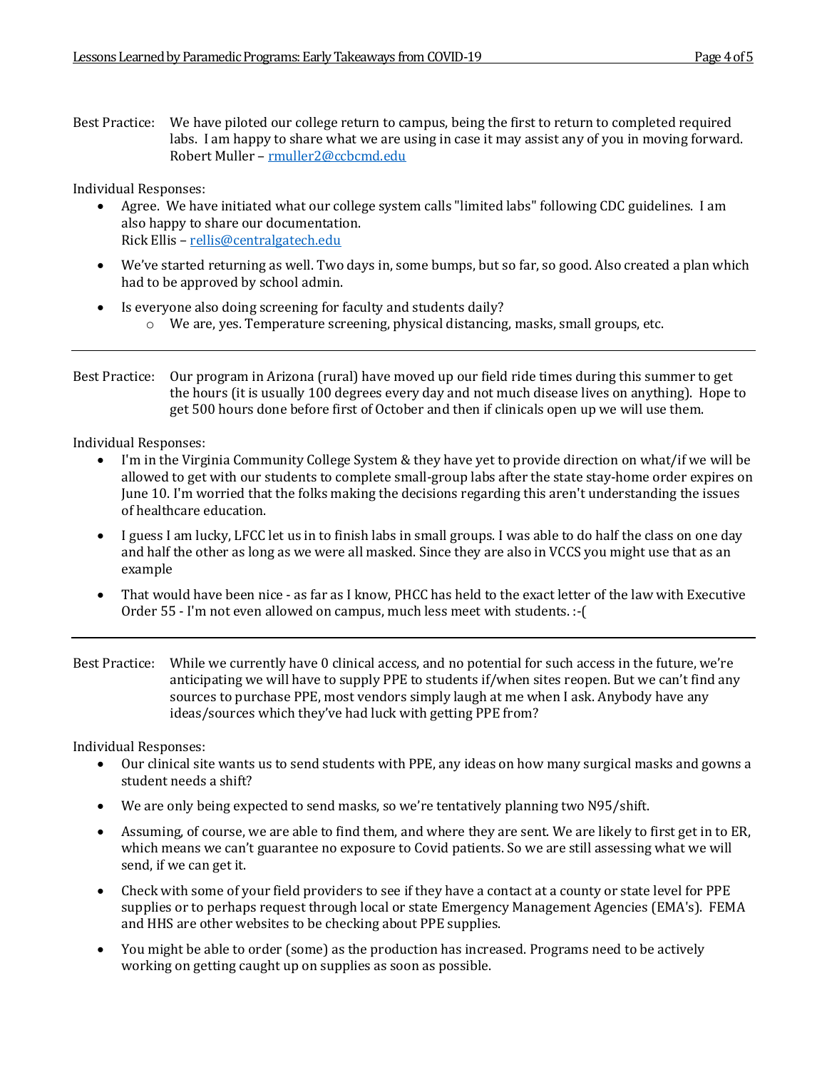Best Practice: We have piloted our college return to campus, being the first to return to completed required labs. I am happy to share what we are using in case it may assist any of you in moving forward. Robert Muller – rmuller2@ccbcmd.edu

Individual Responses:

- Agree. We have initiated what our college system calls "limited labs" following CDC guidelines. I am also happy to share our documentation.
  Rick Ellis – rellis@centralgatech.edu
- We've started returning as well. Two days in, some bumps, but so far, so good. Also created a plan which had to be approved by school admin.
- Is everyone also doing screening for faculty and students daily?
  - We are, yes. Temperature screening, physical distancing, masks, small groups, etc.

---

Best Practice: Our program in Arizona (rural) have moved up our field ride times during this summer to get the hours (it is usually 100 degrees every day and not much disease lives on anything). Hope to get 500 hours done before first of October and then if clinicals open up we will use them.

Individual Responses:

- I'm in the Virginia Community College System & they have yet to provide direction on what/if we will be allowed to get with our students to complete small-group labs after the state stay-home order expires on June 10. I'm worried that the folks making the decisions regarding this aren't understanding the issues of healthcare education.
- I guess I am lucky, LFCC let us in to finish labs in small groups. I was able to do half the class on one day and half the other as long as we were all masked. Since they are also in VCCS you might use that as an example
- That would have been nice - as far as I know, PHCC has held to the exact letter of the law with Executive Order 55 - I'm not even allowed on campus, much less meet with students. :-(

---

Best Practice: While we currently have 0 clinical access, and no potential for such access in the future, we're anticipating we will have to supply PPE to students if/when sites reopen. But we can't find any sources to purchase PPE, most vendors simply laugh at me when I ask. Anybody have any ideas/sources which they've had luck with getting PPE from?

Individual Responses:

- Our clinical site wants us to send students with PPE, any ideas on how many surgical masks and gowns a student needs a shift?
- We are only being expected to send masks, so we're tentatively planning two N95/shift.
- Assuming, of course, we are able to find them, and where they are sent. We are likely to first get in to ER, which means we can't guarantee no exposure to Covid patients. So we are still assessing what we will send, if we can get it.
- Check with some of your field providers to see if they have a contact at a county or state level for PPE supplies or to perhaps request through local or state Emergency Management Agencies (EMA's). FEMA and HHS are other websites to be checking about PPE supplies.
- You might be able to order (some) as the production has increased. Programs need to be actively working on getting caught up on supplies as soon as possible.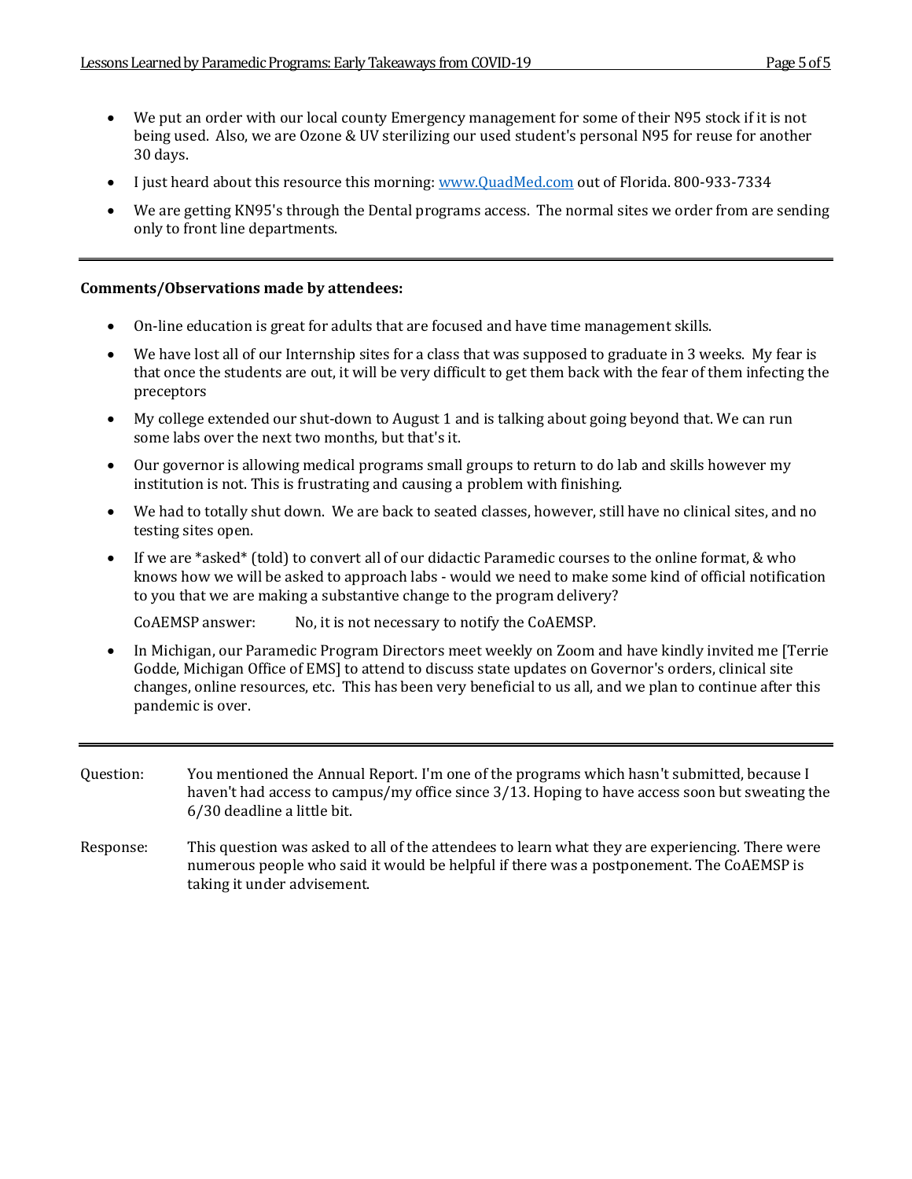- We put an order with our local county Emergency management for some of their N95 stock if it is not being used. Also, we are Ozone & UV sterilizing our used student's personal N95 for reuse for another 30 days.
- I just heard about this resource this morning: [www.QuadMed.com](http://www.QuadMed.com) out of Florida. 800-933-7334
- We are getting KN95's through the Dental programs access. The normal sites we order from are sending only to front line departments.

---

**Comments/Observations made by attendees:**

- On-line education is great for adults that are focused and have time management skills.
- We have lost all of our Internship sites for a class that was supposed to graduate in 3 weeks. My fear is that once the students are out, it will be very difficult to get them back with the fear of them infecting the preceptors
- My college extended our shut-down to August 1 and is talking about going beyond that. We can run some labs over the next two months, but that's it.
- Our governor is allowing medical programs small groups to return to do lab and skills however my institution is not. This is frustrating and causing a problem with finishing.
- We had to totally shut down. We are back to seated classes, however, still have no clinical sites, and no testing sites open.
- If we are *asked* (told) to convert all of our didactic Paramedic courses to the online format, & who knows how we will be asked to approach labs - would we need to make some kind of official notification to you that we are making a substantive change to the program delivery?

  CoAEMSP answer: No, it is not necessary to notify the CoAEMSP.
- In Michigan, our Paramedic Program Directors meet weekly on Zoom and have kindly invited me [Terrie Godde, Michigan Office of EMS] to attend to discuss state updates on Governor's orders, clinical site changes, online resources, etc. This has been very beneficial to us all, and we plan to continue after this pandemic is over.

---

Question: You mentioned the Annual Report. I'm one of the programs which hasn't submitted, because I haven't had access to campus/my office since 3/13. Hoping to have access soon but sweating the 6/30 deadline a little bit.

Response: This question was asked to all of the attendees to learn what they are experiencing. There were numerous people who said it would be helpful if there was a postponement. The CoAEMSP is taking it under advisement.